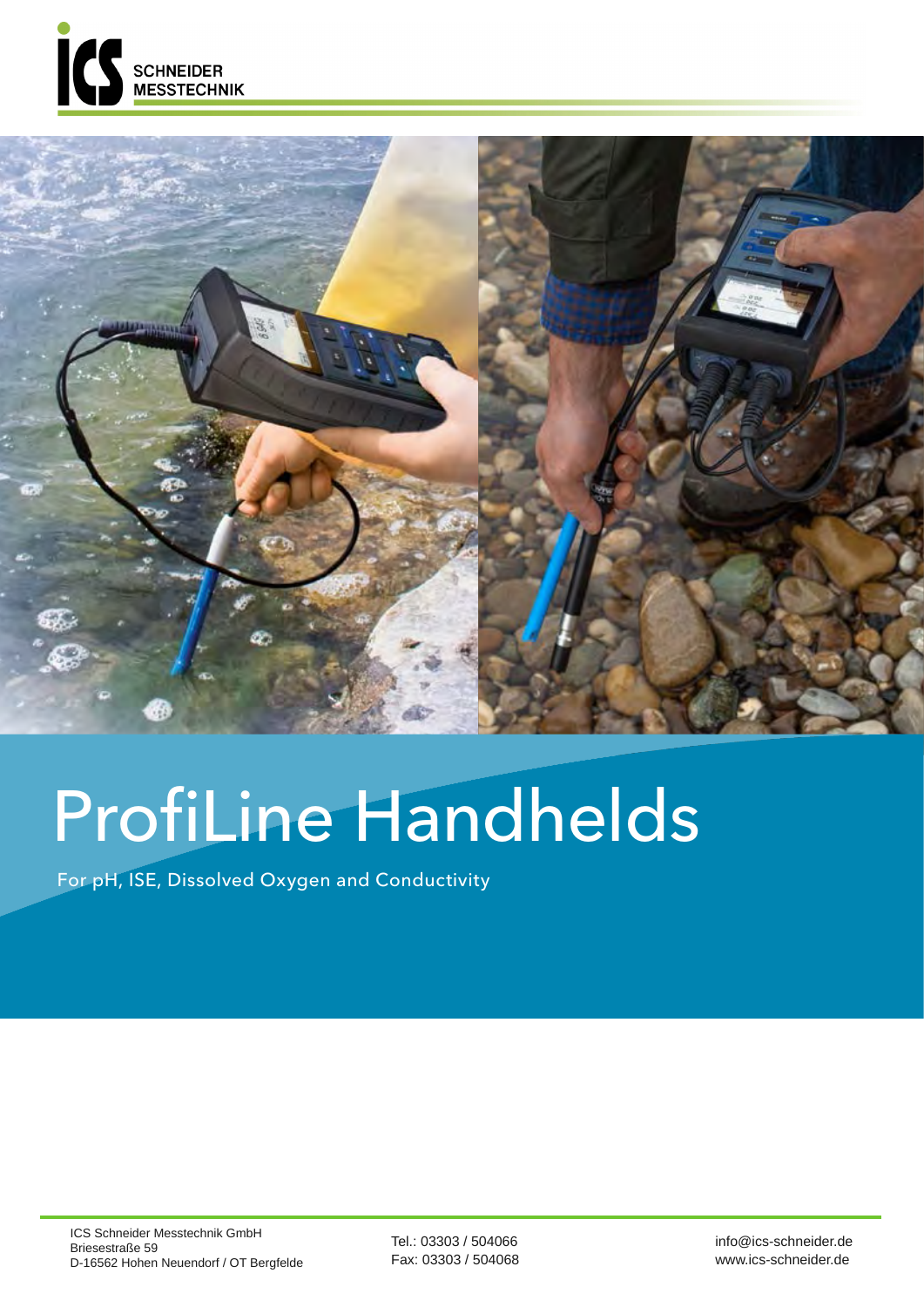# ProfiLine Handhelds

For pH, ISE, Dissolved Oxygen and Conductivity

ICS Schneider Messtechnik GmbH
Briesestraße 59
D-16562 Hohen Neuendorf / OT Bergfelde

Tel.: 03303 / 504066
Fax: 03303 / 504068

info@ics-schneider.de
www.ics-schneider.de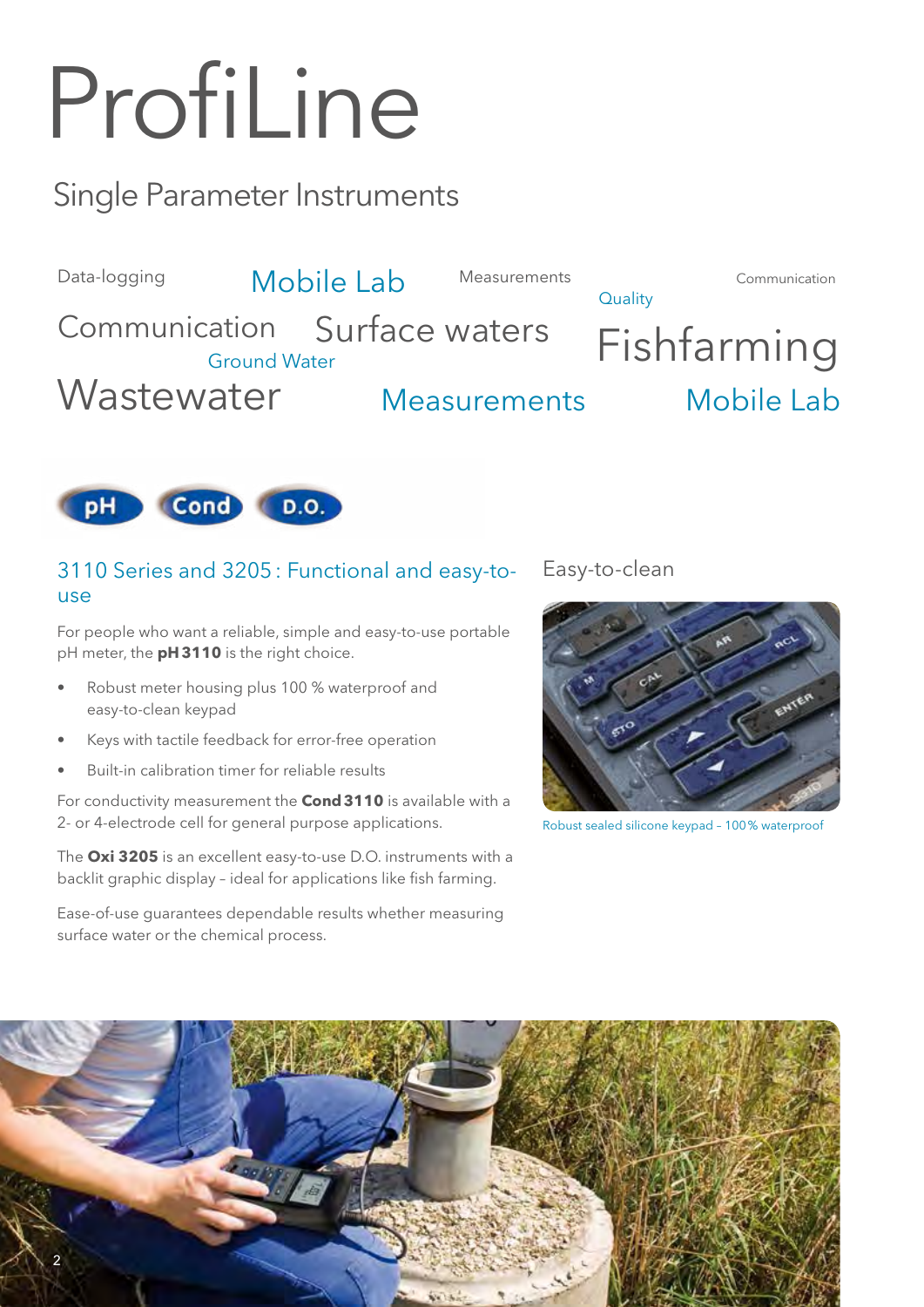# ProfiLine

## Single Parameter Instruments

Data-logging Mobile Lab Measurements Quality Communication

Communication Surface waters Fishfarming

Ground Water

Wastewater Measurements Mobile Lab

pH Cond D.O.

### 3110 Series and 3205 : Functional and easy-to-use

For people who want a reliable, simple and easy-to-use portable pH meter, the **pH 3110** is the right choice.

- Robust meter housing plus 100 % waterproof and easy-to-clean keypad
- Keys with tactile feedback for error-free operation
- Built-in calibration timer for reliable results

For conductivity measurement the **Cond 3110** is available with a 2- or 4-electrode cell for general purpose applications.

The **Oxi 3205** is an excellent easy-to-use D.O. instruments with a backlit graphic display – ideal for applications like fish farming.

Ease-of-use guarantees dependable results whether measuring surface water or the chemical process.

### Easy-to-clean

Robust sealed silicone keypad – 100 % waterproof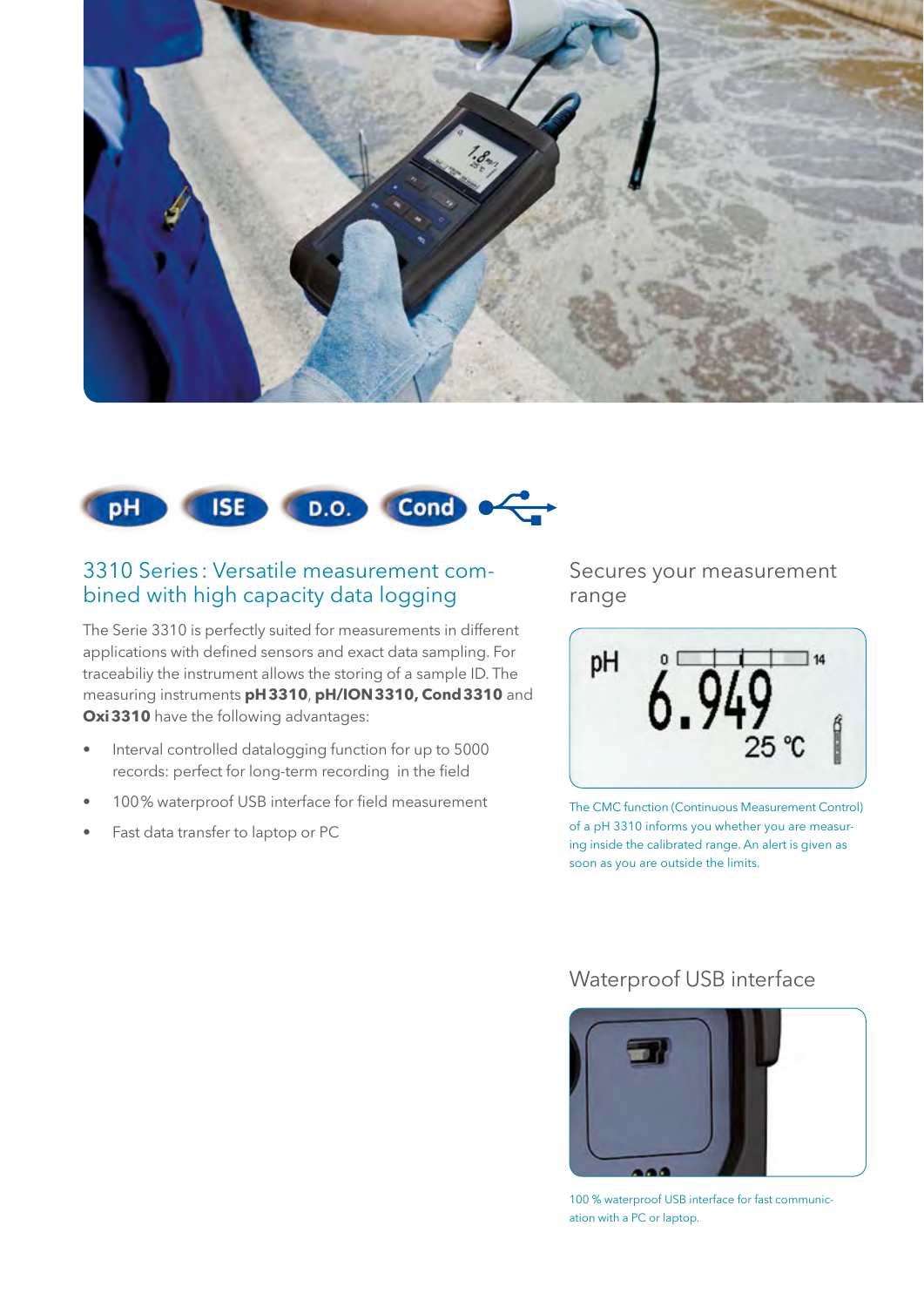pH ISE D.O. Cond

## 3310 Series: Versatile measurement combined with high capacity data logging

The Serie 3310 is perfectly suited for measurements in different applications with defined sensors and exact data sampling. For traceabiliy the instrument allows the storing of a sample ID. The measuring instruments **pH 3310**, **pH/ION 3310, Cond 3310** and **Oxi 3310** have the following advantages:

- Interval controlled datalogging function for up to 5000 records: perfect for long-term recording in the field
- 100 % waterproof USB interface for field measurement
- Fast data transfer to laptop or PC

## Secures your measurement range

The CMC function (Continuous Measurement Control) of a pH 3310 informs you whether you are measuring inside the calibrated range. An alert is given as soon as you are outside the limits.

## Waterproof USB interface

100 % waterproof USB interface for fast communication with a PC or laptop.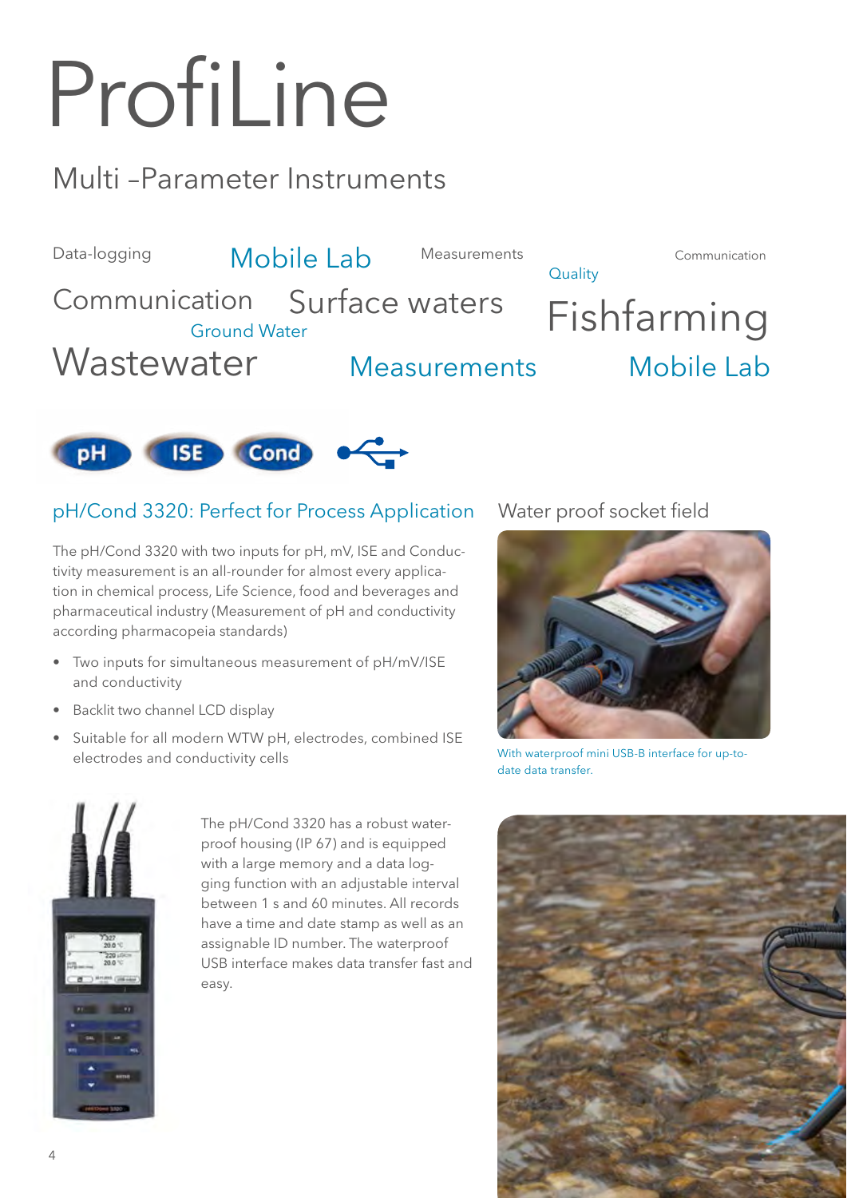# ProfiLine

## Multi –Parameter Instruments

Data-logging Mobile Lab Measurements Quality Communication

Communication Surface waters Ground Water Fishfarming

Wastewater Measurements Mobile Lab

pH ISE Cond

## pH/Cond 3320: Perfect for Process Application

The pH/Cond 3320 with two inputs for pH, mV, ISE and Conductivity measurement is an all-rounder for almost every application in chemical process, Life Science, food and beverages and pharmaceutical industry (Measurement of pH and conductivity according pharmacopeia standards)

- Two inputs for simultaneous measurement of pH/mV/ISE and conductivity
- Backlit two channel LCD display
- Suitable for all modern WTW pH, electrodes, combined ISE electrodes and conductivity cells

The pH/Cond 3320 has a robust waterproof housing (IP 67) and is equipped with a large memory and a data logging function with an adjustable interval between 1 s and 60 minutes. All records have a time and date stamp as well as an assignable ID number. The waterproof USB interface makes data transfer fast and easy.

## Water proof socket field

With waterproof mini USB-B interface for up-to-date data transfer.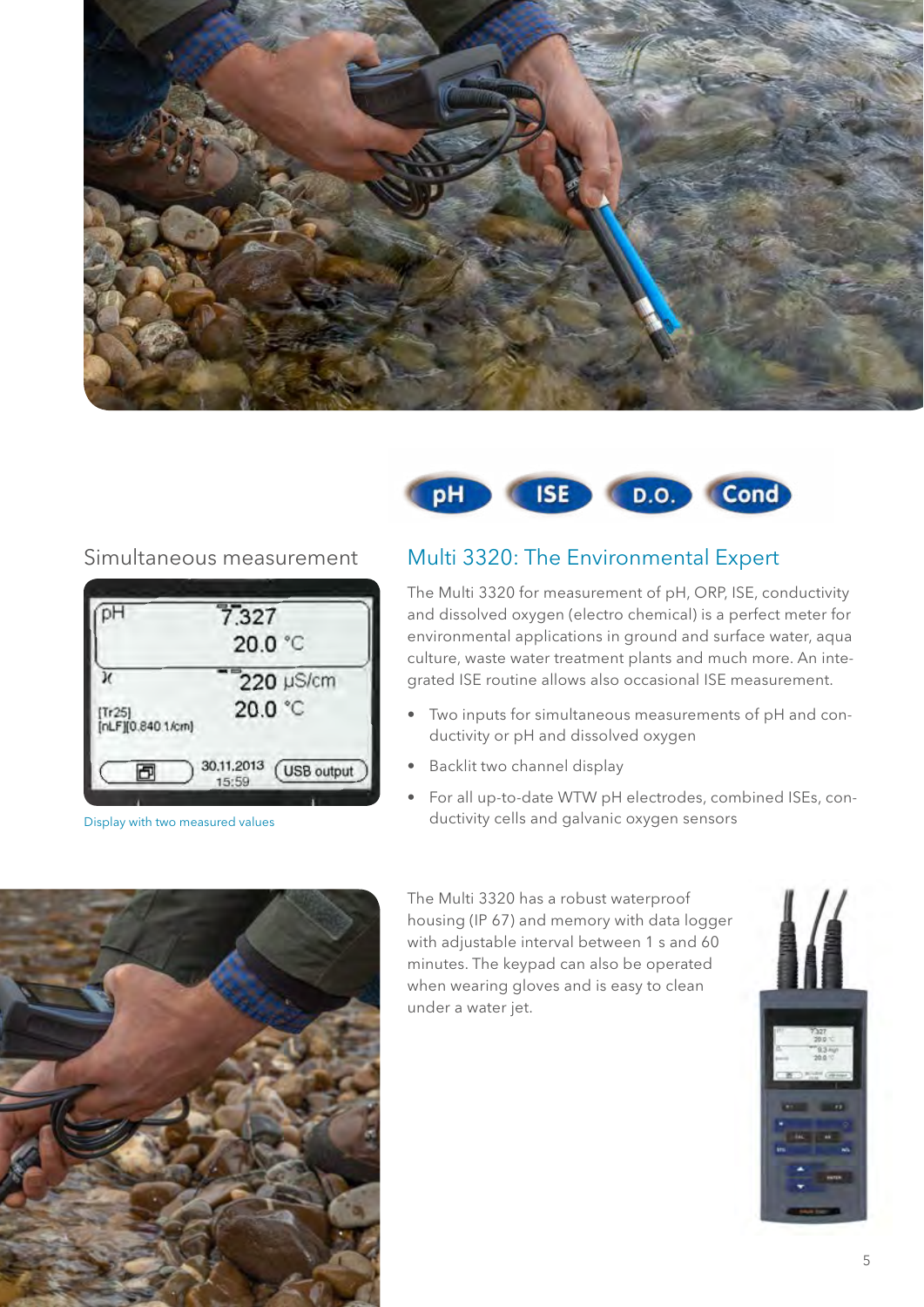pH ISE D.O. Cond

## Simultaneous measurement

Display with two measured values

## Multi 3320: The Environmental Expert

The Multi 3320 for measurement of pH, ORP, ISE, conductivity and dissolved oxygen (electro chemical) is a perfect meter for environmental applications in ground and surface water, aqua culture, waste water treatment plants and much more. An integrated ISE routine allows also occasional ISE measurement.

- Two inputs for simultaneous measurements of pH and conductivity or pH and dissolved oxygen
- Backlit two channel display
- For all up-to-date WTW pH electrodes, combined ISEs, conductivity cells and galvanic oxygen sensors

The Multi 3320 has a robust waterproof housing (IP 67) and memory with data logger with adjustable interval between 1 s and 60 minutes. The keypad can also be operated when wearing gloves and is easy to clean under a water jet.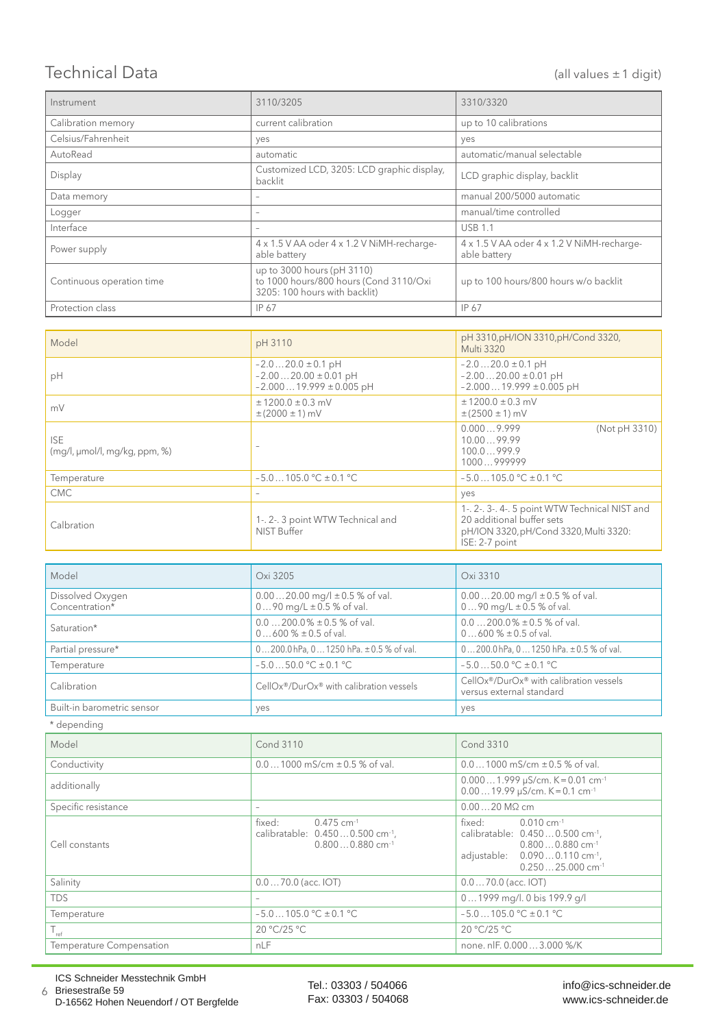## Technical Data

(all values ± 1 digit)

| Instrument | 3110/3205 | 3310/3320 |
|---|---|---|
| Calibration memory | current calibration | up to 10 calibrations |
| Celsius/Fahrenheit | yes | yes |
| AutoRead | automatic | automatic/manual selectable |
| Display | Customized LCD, 3205: LCD graphic display, backlit | LCD graphic display, backlit |
| Data memory | – | manual 200/5000 automatic |
| Logger | – | manual/time controlled |
| Interface | – | USB 1.1 |
| Power supply | 4 x 1.5 V AA oder 4 x 1.2 V NiMH-rechargeable battery | 4 x 1.5 V AA oder 4 x 1.2 V NiMH-rechargeable battery |
| Continuous operation time | up to 3000 hours (pH 3110)<br>to 1000 hours/800 hours (Cond 3110/Oxi 3205: 100 hours with backlit) | up to 100 hours/800 hours w/o backlit |
| Protection class | IP 67 | IP 67 |

| Model | pH 3110 | pH 3310,pH/ION 3310,pH/Cond 3320, Multi 3320 |
|---|---|---|
| pH | -2.0 … 20.0 ± 0.1 pH<br>-2.00 … 20.00 ± 0.01 pH<br>-2.000 … 19.999 ± 0.005 pH | -2.0 … 20.0 ± 0.1 pH<br>-2.00 … 20.00 ± 0.01 pH<br>-2.000 … 19.999 ± 0.005 pH |
| mV | ± 1200.0 ± 0.3 mV<br>± (2000 ± 1) mV | ± 1200.0 ± 0.3 mV<br>± (2500 ± 1) mV |
| ISE<br>(mg/l, µmol/l, mg/kg, ppm, %) | – | 0.000 … 9.999 (Not pH 3310)<br>10.00 … 99.99<br>100.0 … 999.9<br>1000 … 999999 |
| Temperature | -5.0 … 105.0 °C ± 0.1 °C | -5.0 … 105.0 °C ± 0.1 °C |
| CMC | – | yes |
| Calbration | 1-. 2-. 3 point WTW Technical and NIST Buffer | 1-. 2-. 3-. 4-. 5 point WTW Technical NIST and 20 additional buffer sets<br>pH/ION 3320,pH/Cond 3320,Multi 3320: ISE: 2-7 point |

| Model | Oxi 3205 | Oxi 3310 |
|---|---|---|
| Dissolved Oxygen Concentration* | 0.00 … 20.00 mg/l ± 0.5 % of val.<br>0 … 90 mg/L ± 0.5 % of val. | 0.00 … 20.00 mg/l ± 0.5 % of val.<br>0 … 90 mg/L ± 0.5 % of val. |
| Saturation* | 0.0 … 200.0% ± 0.5 % of val.<br>0 … 600 % ± 0.5 of val. | 0.0 … 200.0% ± 0.5 % of val.<br>0 … 600 % ± 0.5 of val. |
| Partial pressure* | 0 … 200.0 hPa, 0 … 1250 hPa. ± 0.5 % of val. | 0 … 200.0 hPa, 0 … 1250 hPa. ± 0.5 % of val. |
| Temperature | -5.0 … 50.0 °C ± 0.1 °C | -5.0 … 50.0 °C ± 0.1 °C |
| Calibration | CellOx®/DurOx® with calibration vessels | CellOx®/DurOx® with calibration vessels versus external standard |
| Built-in barometric sensor | yes | yes |

\* depending

| Model | Cond 3110 | Cond 3310 |
|---|---|---|
| Conductivity | 0.0 … 1000 mS/cm ± 0.5 % of val. | 0.0 … 1000 mS/cm ± 0.5 % of val. |
| additionally | | 0.000 … 1.999 µS/cm. K = 0.01 $cm^{-1}$<br>0.00 … 19.99 µS/cm. K = 0.1 $cm^{-1}$ |
| Specific resistance | – | 0.00 … 20 MΩ cm |
| Cell constants | fixed: 0.475 $cm^{-1}$<br>calibratable: 0.450 … 0.500 $cm^{-1}$,<br>0.800 … 0.880 $cm^{-1}$ | fixed: 0.010 $cm^{-1}$<br>calibratable: 0.450 … 0.500 $cm^{-1}$,<br>0.800 … 0.880 $cm^{-1}$<br>adjustable: 0.090 … 0.110 $cm^{-1}$,<br>0.250 … 25.000 $cm^{-1}$ |
| Salinity | 0.0 … 70.0 (acc. IOT) | 0.0 … 70.0 (acc. IOT) |
| TDS | – | 0 … 1999 mg/l. 0 bis 199.9 g/l |
| Temperature | -5.0 … 105.0 °C ± 0.1 °C | -5.0 … 105.0 °C ± 0.1 °C |
| $T_{ref}$ | 20 °C/25 °C | 20 °C/25 °C |
| Temperature Compensation | nLF | none. nlF. 0.000 … 3.000 %/K |

ICS Schneider Messtechnik GmbH
Briesestraße 59
D-16562 Hohen Neuendorf / OT Bergfelde

Tel.: 03303 / 504066
Fax: 03303 / 504068

info@ics-schneider.de
www.ics-schneider.de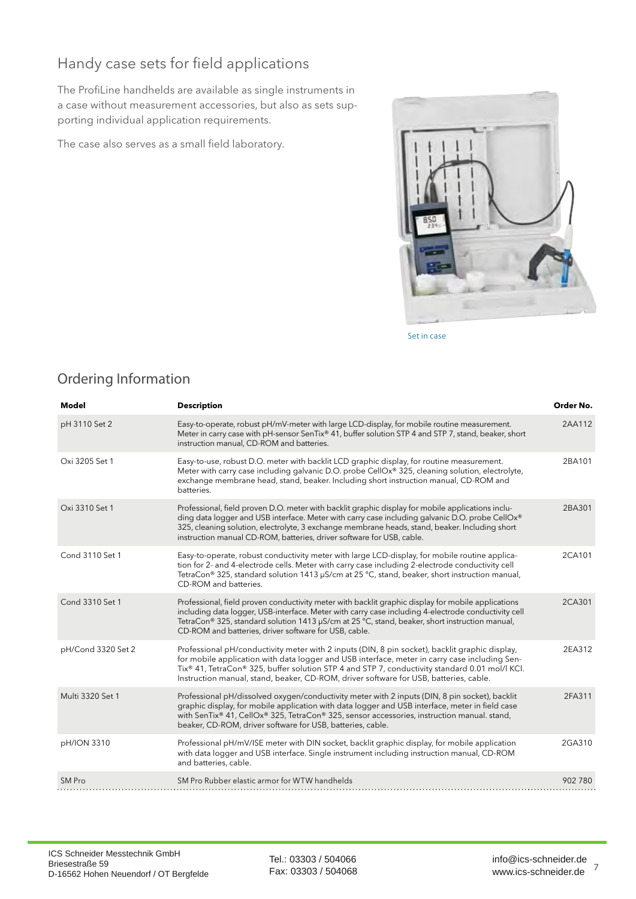## Handy case sets for field applications

The ProfiLine handhelds are available as single instruments in a case without measurement accessories, but also as sets supporting individual application requirements.

The case also serves as a small field laboratory.

Set in case

## Ordering Information

| Model | Description | Order No. |
|---|---|---|
| pH 3110 Set 2 | Easy-to-operate, robust pH/mV-meter with large LCD-display, for mobile routine measurement. Meter in carry case with pH-sensor SenTix® 41, buffer solution STP 4 and STP 7, stand, beaker, short instruction manual, CD-ROM and batteries. | 2AA112 |
| Oxi 3205 Set 1 | Easy-to-use, robust D.O. meter with backlit LCD graphic display, for routine measurement. Meter with carry case including galvanic D.O. probe CellOx® 325, cleaning solution, electrolyte, exchange membrane head, stand, beaker. Including short instruction manual, CD-ROM and batteries. | 2BA101 |
| Oxi 3310 Set 1 | Professional, field proven D.O. meter with backlit graphic display for mobile applications including data logger and USB interface. Meter with carry case including galvanic D.O. probe CellOx® 325, cleaning solution, electrolyte, 3 exchange membrane heads, stand, beaker. Including short instruction manual CD-ROM, batteries, driver software for USB, cable. | 2BA301 |
| Cond 3110 Set 1 | Easy-to-operate, robust conductivity meter with large LCD-display, for mobile routine application for 2- and 4-electrode cells. Meter with carry case including 2-electrode conductivity cell TetraCon® 325, standard solution 1413 µS/cm at 25 °C, stand, beaker, short instruction manual, CD-ROM and batteries. | 2CA101 |
| Cond 3310 Set 1 | Professional, field proven conductivity meter with backlit graphic display for mobile applications including data logger, USB-interface. Meter with carry case including 4-electrode conductivity cell TetraCon® 325, standard solution 1413 µS/cm at 25 °C, stand, beaker, short instruction manual, CD-ROM and batteries, driver software for USB, cable. | 2CA301 |
| pH/Cond 3320 Set 2 | Professional pH/conductivity meter with 2 inputs (DIN, 8 pin socket), backlit graphic display, for mobile application with data logger and USB interface, meter in carry case including SenTix® 41, TetraCon® 325, buffer solution STP 4 and STP 7, conductivity standard 0.01 mol/l KCl. Instruction manual, stand, beaker, CD-ROM, driver software for USB, batteries, cable. | 2EA312 |
| Multi 3320 Set 1 | Professional pH/dissolved oxygen/conductivity meter with 2 inputs (DIN, 8 pin socket), backlit graphic display, for mobile application with data logger and USB interface, meter in field case with SenTix® 41, CellOx® 325, TetraCon® 325, sensor accessories, instruction manual. stand, beaker, CD-ROM, driver software for USB, batteries, cable. | 2FA311 |
| pH/ION 3310 | Professional pH/mV/ISE meter with DIN socket, backlit graphic display, for mobile application with data logger and USB interface. Single instrument including instruction manual, CD-ROM and batteries, cable. | 2GA310 |
| SM Pro | SM Pro Rubber elastic armor for WTW handhelds | 902 780 |

ICS Schneider Messtechnik GmbH
Briesestraße 59
D-16562 Hohen Neuendorf / OT Bergfelde

Tel.: 03303 / 504066
Fax: 03303 / 504068

info@ics-schneider.de
www.ics-schneider.de